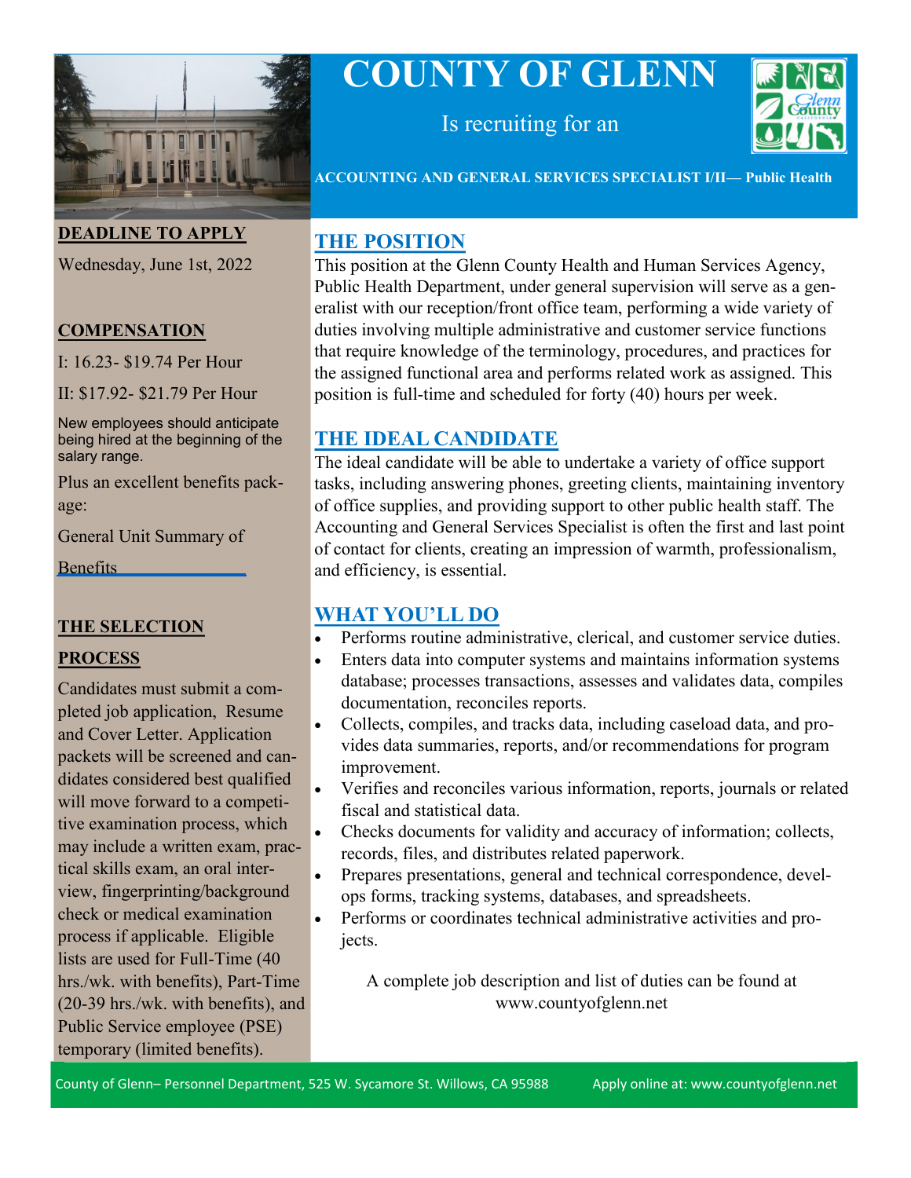# COUNTY OF GLENN

Is recruiting for an

**ACCOUNTING AND GENERAL SERVICES SPECIALIST I/II— Public Health**

**DEADLINE TO APPLY**

Wednesday, June 1st, 2022

**COMPENSATION**

I: 16.23- $19.74 Per Hour

II: $17.92- $21.79 Per Hour

New employees should anticipate being hired at the beginning of the salary range.

Plus an excellent benefits package:

General Unit Summary of Benefits

**THE SELECTION PROCESS**

Candidates must submit a completed job application, Resume and Cover Letter. Application packets will be screened and candidates considered best qualified will move forward to a competitive examination process, which may include a written exam, practical skills exam, an oral interview, fingerprinting/background check or medical examination process if applicable. Eligible lists are used for Full-Time (40 hrs./wk. with benefits), Part-Time (20-39 hrs./wk. with benefits), and Public Service employee (PSE) temporary (limited benefits).

## THE POSITION

This position at the Glenn County Health and Human Services Agency, Public Health Department, under general supervision will serve as a generalist with our reception/front office team, performing a wide variety of duties involving multiple administrative and customer service functions that require knowledge of the terminology, procedures, and practices for the assigned functional area and performs related work as assigned. This position is full-time and scheduled for forty (40) hours per week.

## THE IDEAL CANDIDATE

The ideal candidate will be able to undertake a variety of office support tasks, including answering phones, greeting clients, maintaining inventory of office supplies, and providing support to other public health staff. The Accounting and General Services Specialist is often the first and last point of contact for clients, creating an impression of warmth, professionalism, and efficiency, is essential.

## WHAT YOU'LL DO

- Performs routine administrative, clerical, and customer service duties.
- Enters data into computer systems and maintains information systems database; processes transactions, assesses and validates data, compiles documentation, reconciles reports.
- Collects, compiles, and tracks data, including caseload data, and provides data summaries, reports, and/or recommendations for program improvement.
- Verifies and reconciles various information, reports, journals or related fiscal and statistical data.
- Checks documents for validity and accuracy of information; collects, records, files, and distributes related paperwork.
- Prepares presentations, general and technical correspondence, develops forms, tracking systems, databases, and spreadsheets.
- Performs or coordinates technical administrative activities and projects.

A complete job description and list of duties can be found at www.countyofglenn.net

County of Glenn– Personnel Department, 525 W. Sycamore St. Willows, CA 95988 Apply online at: www.countyofglenn.net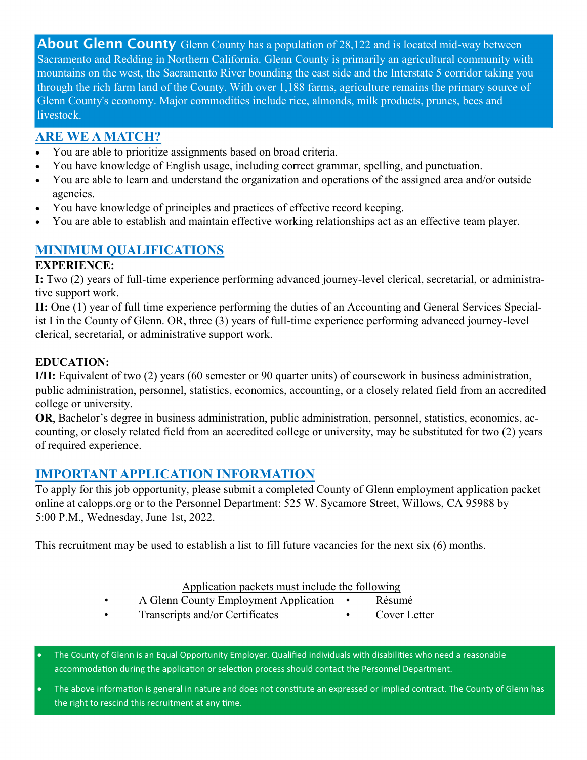**About Glenn County** Glenn County has a population of 28,122 and is located mid-way between Sacramento and Redding in Northern California. Glenn County is primarily an agricultural community with mountains on the west, the Sacramento River bounding the east side and the Interstate 5 corridor taking you through the rich farm land of the County. With over 1,188 farms, agriculture remains the primary source of Glenn County's economy. Major commodities include rice, almonds, milk products, prunes, bees and livestock.

## ARE WE A MATCH?

- You are able to prioritize assignments based on broad criteria.
- You have knowledge of English usage, including correct grammar, spelling, and punctuation.
- You are able to learn and understand the organization and operations of the assigned area and/or outside agencies.
- You have knowledge of principles and practices of effective record keeping.
- You are able to establish and maintain effective working relationships act as an effective team player.

## MINIMUM QUALIFICATIONS

**EXPERIENCE:**

**I:** Two (2) years of full-time experience performing advanced journey-level clerical, secretarial, or administrative support work.

**II:** One (1) year of full time experience performing the duties of an Accounting and General Services Specialist I in the County of Glenn. OR, three (3) years of full-time experience performing advanced journey-level clerical, secretarial, or administrative support work.

**EDUCATION:**

**I/II:** Equivalent of two (2) years (60 semester or 90 quarter units) of coursework in business administration, public administration, personnel, statistics, economics, accounting, or a closely related field from an accredited college or university.

**OR**, Bachelor's degree in business administration, public administration, personnel, statistics, economics, accounting, or closely related field from an accredited college or university, may be substituted for two (2) years of required experience.

## IMPORTANT APPLICATION INFORMATION

To apply for this job opportunity, please submit a completed County of Glenn employment application packet online at calopps.org or to the Personnel Department: 525 W. Sycamore Street, Willows, CA 95988 by 5:00 P.M., Wednesday, June 1st, 2022.

This recruitment may be used to establish a list to fill future vacancies for the next six (6) months.

Application packets must include the following

- A Glenn County Employment Application
- Résumé
- Transcripts and/or Certificates
- Cover Letter

- The County of Glenn is an Equal Opportunity Employer. Qualified individuals with disabilities who need a reasonable accommodation during the application or selection process should contact the Personnel Department.
- The above information is general in nature and does not constitute an expressed or implied contract. The County of Glenn has the right to rescind this recruitment at any time.